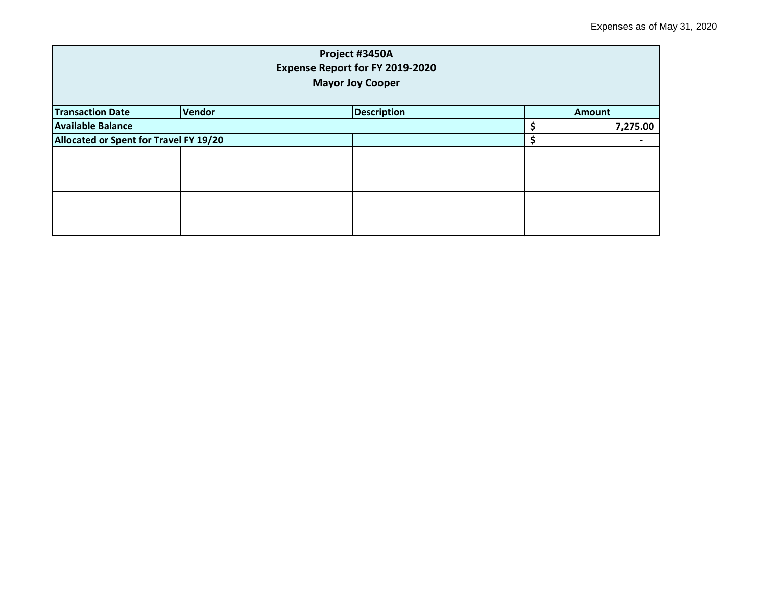Expenses as of May 31, 2020

| Project #3450A<br>Expense Report for FY 2019-2020<br>Mayor Joy Cooper | | | |
|---|---|---|---|
| **Transaction Date** | **Vendor** | **Description** | **Amount** |
| **Available Balance** | | | **$ 7,275.00** |
| **Allocated or Spent for Travel FY 19/20** | | | **$ -** |
| | | | |
| | | | |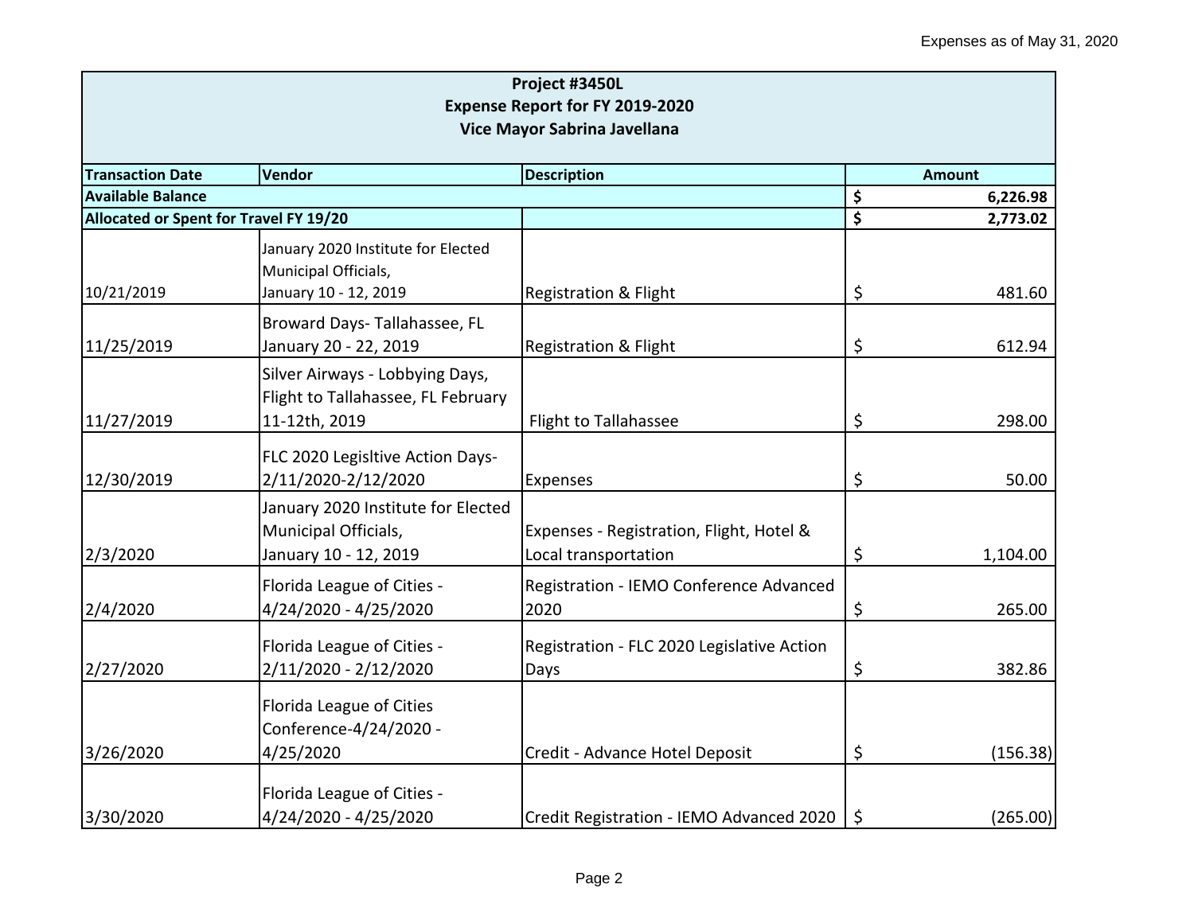Expenses as of May 31, 2020

| Project #3450L<br>Expense Report for FY 2019-2020<br>Vice Mayor Sabrina Javellana | | | |
|---|---|---|---|
| **Transaction Date** | **Vendor** | **Description** | **Amount** |
| **Available Balance** | | | **$ 6,226.98** |
| **Allocated or Spent for Travel FY 19/20** | | | **$ 2,773.02** |
| 10/21/2019 | January 2020 Institute for Elected Municipal Officials, January 10 - 12, 2019 | Registration & Flight | $ 481.60 |
| 11/25/2019 | Broward Days- Tallahassee, FL January 20 - 22, 2019 | Registration & Flight | $ 612.94 |
| 11/27/2019 | Silver Airways - Lobbying Days, Flight to Tallahassee, FL February 11-12th, 2019 | Flight to Tallahassee | $ 298.00 |
| 12/30/2019 | FLC 2020 Legisltive Action Days- 2/11/2020-2/12/2020 | Expenses | $ 50.00 |
| 2/3/2020 | January 2020 Institute for Elected Municipal Officials, January 10 - 12, 2019 | Expenses - Registration, Flight, Hotel & Local transportation | $ 1,104.00 |
| 2/4/2020 | Florida League of Cities - 4/24/2020 - 4/25/2020 | Registration - IEMO Conference Advanced 2020 | $ 265.00 |
| 2/27/2020 | Florida League of Cities - 2/11/2020 - 2/12/2020 | Registration - FLC 2020 Legislative Action Days | $ 382.86 |
| 3/26/2020 | Florida League of Cities Conference-4/24/2020 - 4/25/2020 | Credit - Advance Hotel Deposit | $ (156.38) |
| 3/30/2020 | Florida League of Cities - 4/24/2020 - 4/25/2020 | Credit Registration - IEMO Advanced 2020 | $ (265.00) |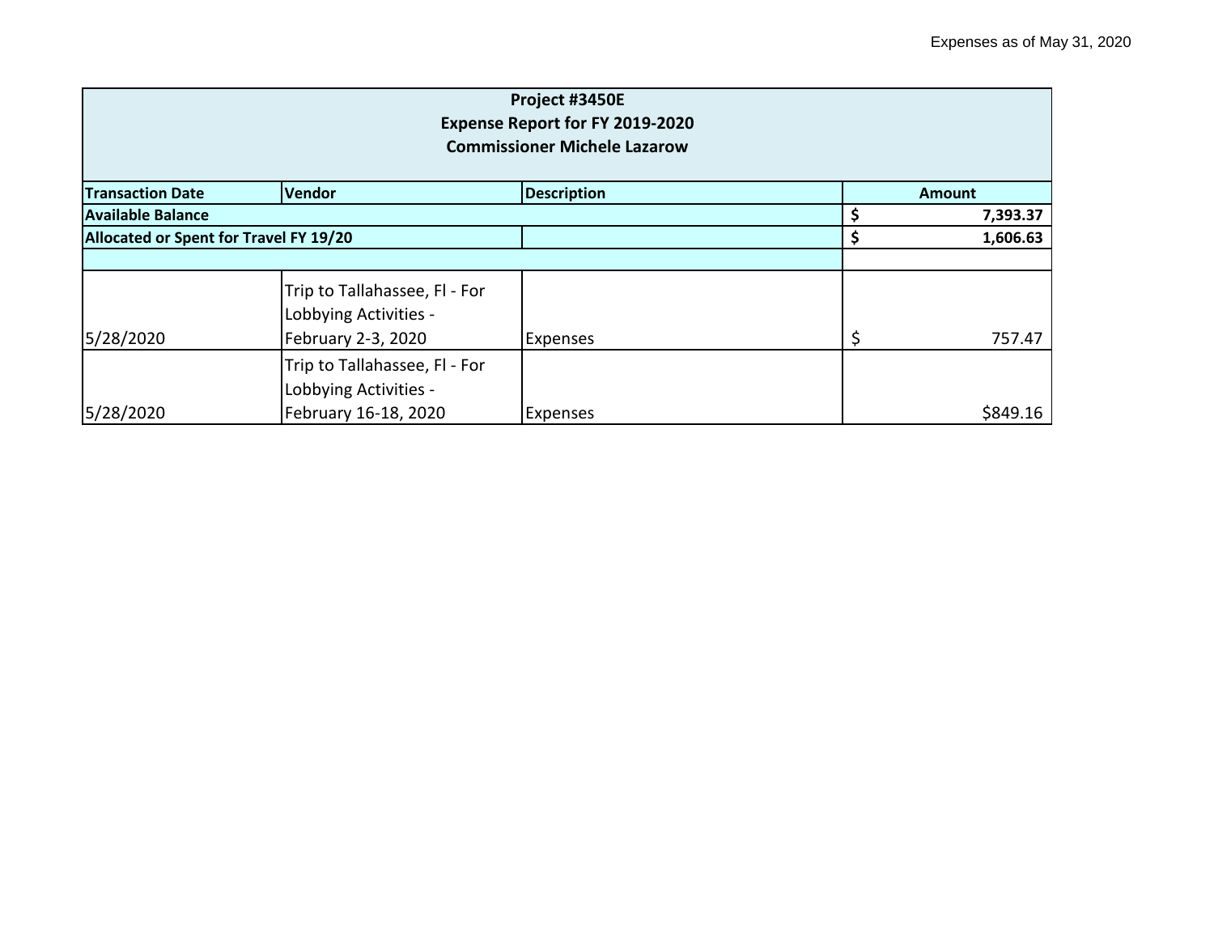Expenses as of May 31, 2020

| Project #3450E<br>Expense Report for FY 2019-2020<br>Commissioner Michele Lazarow | | | |
|---|---|---|---|
| **Transaction Date** | **Vendor** | **Description** | **Amount** |
| **Available Balance** | | | **$ 7,393.37** |
| **Allocated or Spent for Travel FY 19/20** | | | **$ 1,606.63** |
| | | | |
| 5/28/2020 | Trip to Tallahassee, Fl - For Lobbying Activities - February 2-3, 2020 | Expenses | $ 757.47 |
| 5/28/2020 | Trip to Tallahassee, Fl - For Lobbying Activities - February 16-18, 2020 | Expenses | $849.16 |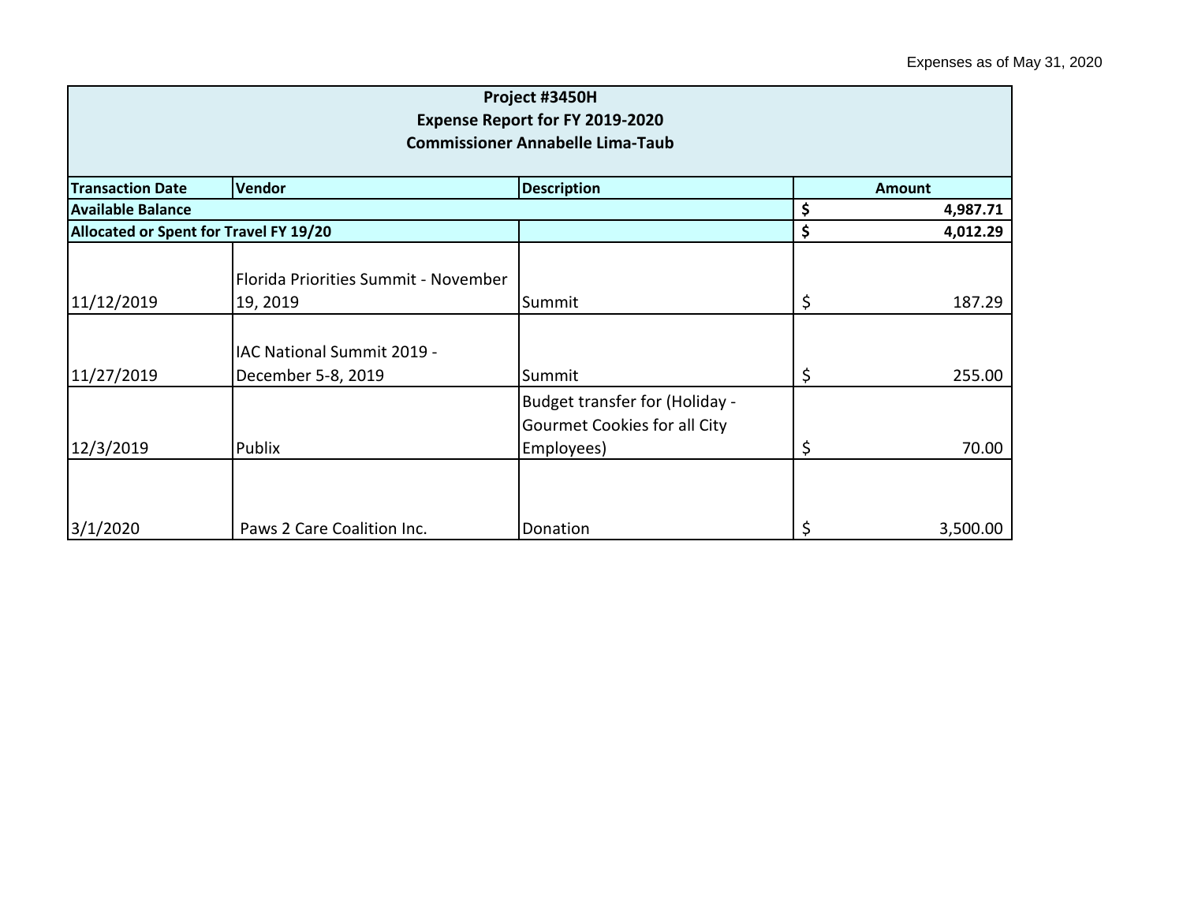Expenses as of May 31, 2020

| **Project #3450H**<br>**Expense Report for FY 2019-2020**<br>**Commissioner Annabelle Lima-Taub** | | | |
|---|---|---|---|
| **Transaction Date** | **Vendor** | **Description** | **Amount** |
| **Available Balance** | | | **$ 4,987.71** |
| **Allocated or Spent for Travel FY 19/20** | | | **$ 4,012.29** |
| 11/12/2019 | Florida Priorities Summit - November 19, 2019 | Summit | $ 187.29 |
| 11/27/2019 | IAC National Summit 2019 - December 5-8, 2019 | Summit | $ 255.00 |
| 12/3/2019 | Publix | Budget transfer for (Holiday - Gourmet Cookies for all City Employees) | $ 70.00 |
| 3/1/2020 | Paws 2 Care Coalition Inc. | Donation | $ 3,500.00 |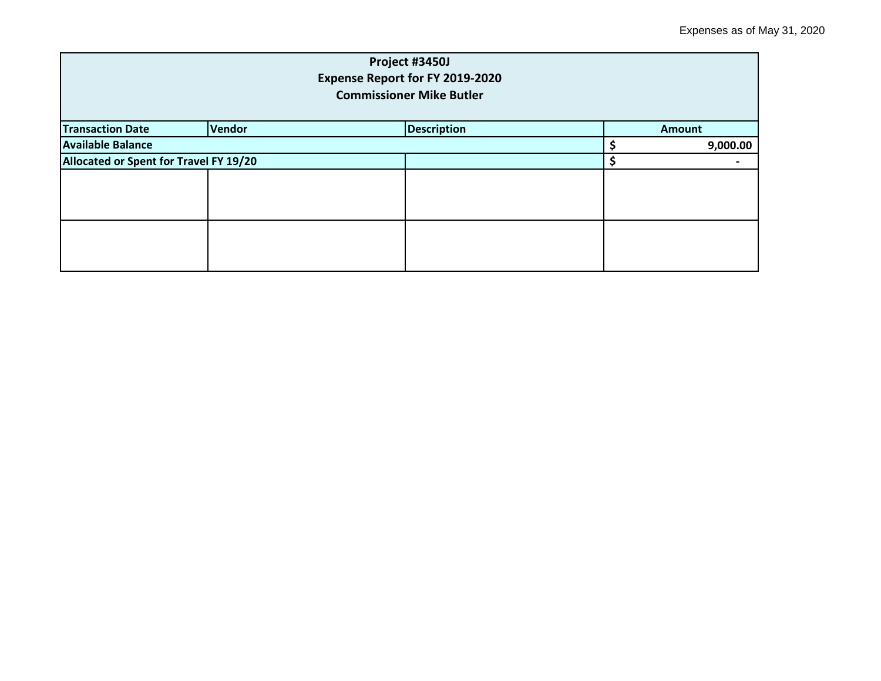Expenses as of May 31, 2020

| Project #3450J<br>Expense Report for FY 2019-2020<br>Commissioner Mike Butler | | | |
|---|---|---|---|
| **Transaction Date** | **Vendor** | **Description** | **Amount** |
| **Available Balance** | | | **$ 9,000.00** |
| **Allocated or Spent for Travel FY 19/20** | | | **$ -** |
| | | | |
| | | | |